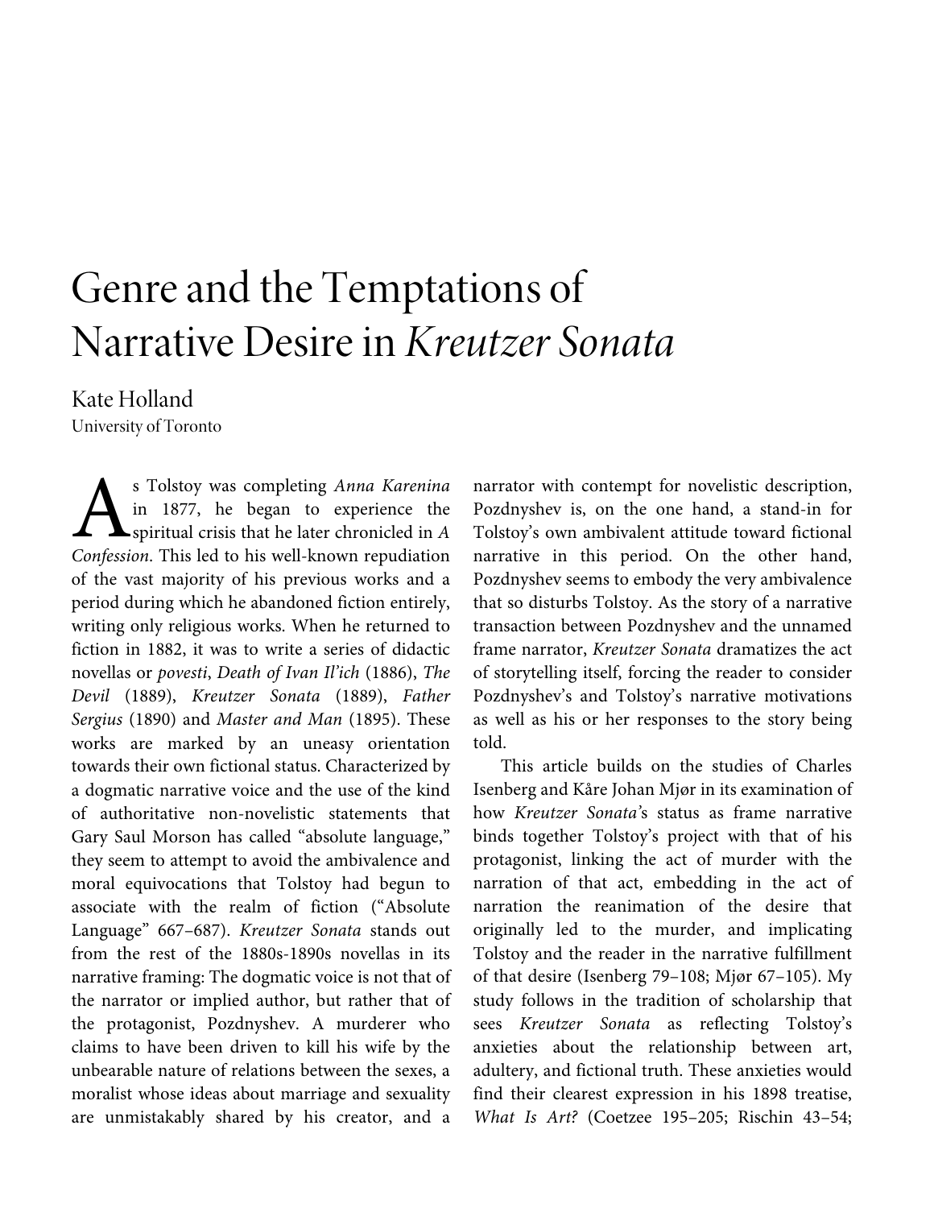# Genre and the Temptations of Narrative Desire in *Kreutzer Sonata*

Kate Holland
University of Toronto

As Tolstoy was completing *Anna Karenina* in 1877, he began to experience the spiritual crisis that he later chronicled in *A Confession*. This led to his well-known repudiation of the vast majority of his previous works and a period during which he abandoned fiction entirely, writing only religious works. When he returned to fiction in 1882, it was to write a series of didactic novellas or *povesti*, *Death of Ivan Il'ich* (1886), *The Devil* (1889), *Kreutzer Sonata* (1889), *Father Sergius* (1890) and *Master and Man* (1895). These works are marked by an uneasy orientation towards their own fictional status. Characterized by a dogmatic narrative voice and the use of the kind of authoritative non-novelistic statements that Gary Saul Morson has called "absolute language," they seem to attempt to avoid the ambivalence and moral equivocations that Tolstoy had begun to associate with the realm of fiction ("Absolute Language" 667–687). *Kreutzer Sonata* stands out from the rest of the 1880s-1890s novellas in its narrative framing: The dogmatic voice is not that of the narrator or implied author, but rather that of the protagonist, Pozdnyshev. A murderer who claims to have been driven to kill his wife by the unbearable nature of relations between the sexes, a moralist whose ideas about marriage and sexuality are unmistakably shared by his creator, and a narrator with contempt for novelistic description, Pozdnyshev is, on the one hand, a stand-in for Tolstoy's own ambivalent attitude toward fictional narrative in this period. On the other hand, Pozdnyshev seems to embody the very ambivalence that so disturbs Tolstoy. As the story of a narrative transaction between Pozdnyshev and the unnamed frame narrator, *Kreutzer Sonata* dramatizes the act of storytelling itself, forcing the reader to consider Pozdnyshev's and Tolstoy's narrative motivations as well as his or her responses to the story being told.

This article builds on the studies of Charles Isenberg and Kåre Johan Mjør in its examination of how *Kreutzer Sonata*'s status as frame narrative binds together Tolstoy's project with that of his protagonist, linking the act of murder with the narration of that act, embedding in the act of narration the reanimation of the desire that originally led to the murder, and implicating Tolstoy and the reader in the narrative fulfillment of that desire (Isenberg 79–108; Mjør 67–105). My study follows in the tradition of scholarship that sees *Kreutzer Sonata* as reflecting Tolstoy's anxieties about the relationship between art, adultery, and fictional truth. These anxieties would find their clearest expression in his 1898 treatise, *What Is Art?* (Coetzee 195–205; Rischin 43–54;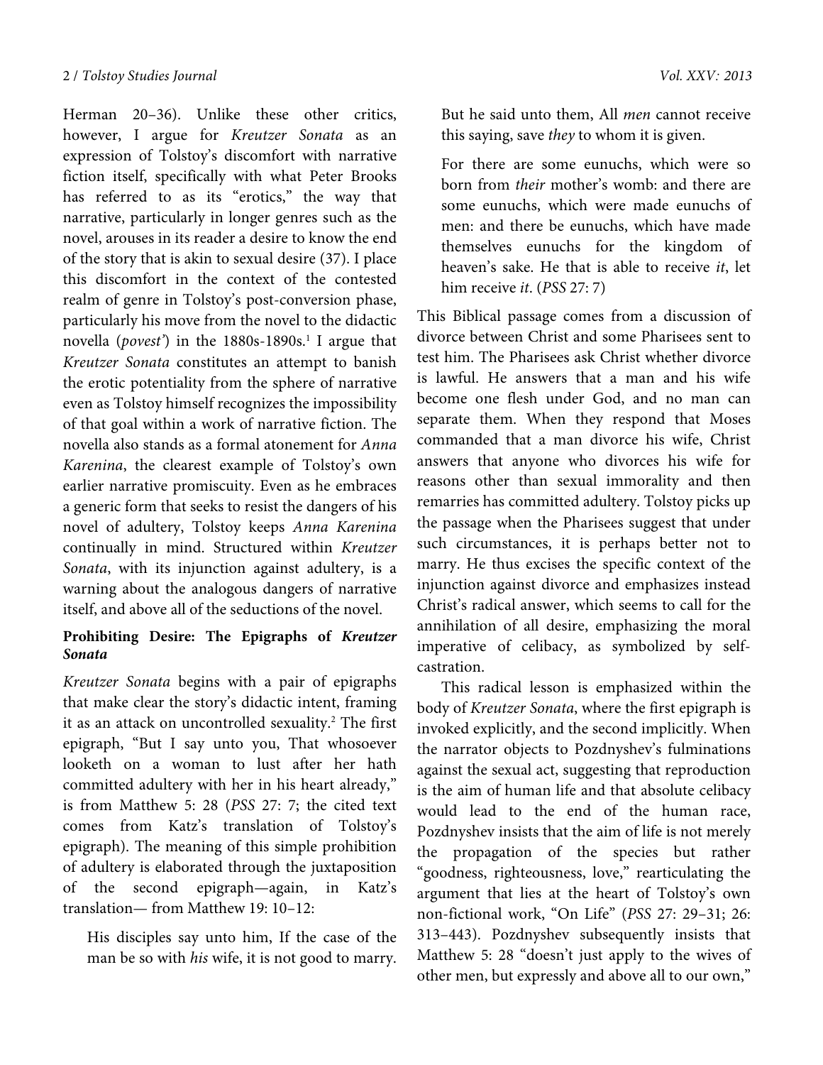Herman 20–36). Unlike these other critics, however, I argue for *Kreutzer Sonata* as an expression of Tolstoy's discomfort with narrative fiction itself, specifically with what Peter Brooks has referred to as its "erotics," the way that narrative, particularly in longer genres such as the novel, arouses in its reader a desire to know the end of the story that is akin to sexual desire (37). I place this discomfort in the context of the contested realm of genre in Tolstoy's post-conversion phase, particularly his move from the novel to the didactic novella (*povest'*) in the 1880s-1890s.[1] I argue that *Kreutzer Sonata* constitutes an attempt to banish the erotic potentiality from the sphere of narrative even as Tolstoy himself recognizes the impossibility of that goal within a work of narrative fiction. The novella also stands as a formal atonement for *Anna Karenina*, the clearest example of Tolstoy's own earlier narrative promiscuity. Even as he embraces a generic form that seeks to resist the dangers of his novel of adultery, Tolstoy keeps *Anna Karenina* continually in mind. Structured within *Kreutzer Sonata*, with its injunction against adultery, is a warning about the analogous dangers of narrative itself, and above all of the seductions of the novel.

**Prohibiting Desire: The Epigraphs of *Kreutzer Sonata***

*Kreutzer Sonata* begins with a pair of epigraphs that make clear the story's didactic intent, framing it as an attack on uncontrolled sexuality.[2] The first epigraph, "But I say unto you, That whosoever looketh on a woman to lust after her hath committed adultery with her in his heart already," is from Matthew 5: 28 (*PSS* 27: 7; the cited text comes from Katz's translation of Tolstoy's epigraph). The meaning of this simple prohibition of adultery is elaborated through the juxtaposition of the second epigraph—again, in Katz's translation— from Matthew 19: 10–12:

> His disciples say unto him, If the case of the man be so with *his* wife, it is not good to marry. But he said unto them, All *men* cannot receive this saying, save *they* to whom it is given.
>
> For there are some eunuchs, which were so born from *their* mother's womb: and there are some eunuchs, which were made eunuchs of men: and there be eunuchs, which have made themselves eunuchs for the kingdom of heaven's sake. He that is able to receive *it*, let him receive *it*. (*PSS* 27: 7)

This Biblical passage comes from a discussion of divorce between Christ and some Pharisees sent to test him. The Pharisees ask Christ whether divorce is lawful. He answers that a man and his wife become one flesh under God, and no man can separate them. When they respond that Moses commanded that a man divorce his wife, Christ answers that anyone who divorces his wife for reasons other than sexual immorality and then remarries has committed adultery. Tolstoy picks up the passage when the Pharisees suggest that under such circumstances, it is perhaps better not to marry. He thus excises the specific context of the injunction against divorce and emphasizes instead Christ's radical answer, which seems to call for the annihilation of all desire, emphasizing the moral imperative of celibacy, as symbolized by self-castration.

This radical lesson is emphasized within the body of *Kreutzer Sonata*, where the first epigraph is invoked explicitly, and the second implicitly. When the narrator objects to Pozdnyshev's fulminations against the sexual act, suggesting that reproduction is the aim of human life and that absolute celibacy would lead to the end of the human race, Pozdnyshev insists that the aim of life is not merely the propagation of the species but rather "goodness, righteousness, love," rearticulating the argument that lies at the heart of Tolstoy's own non-fictional work, "On Life" (*PSS* 27: 29–31; 26: 313–443). Pozdnyshev subsequently insists that Matthew 5: 28 "doesn't just apply to the wives of other men, but expressly and above all to our own,"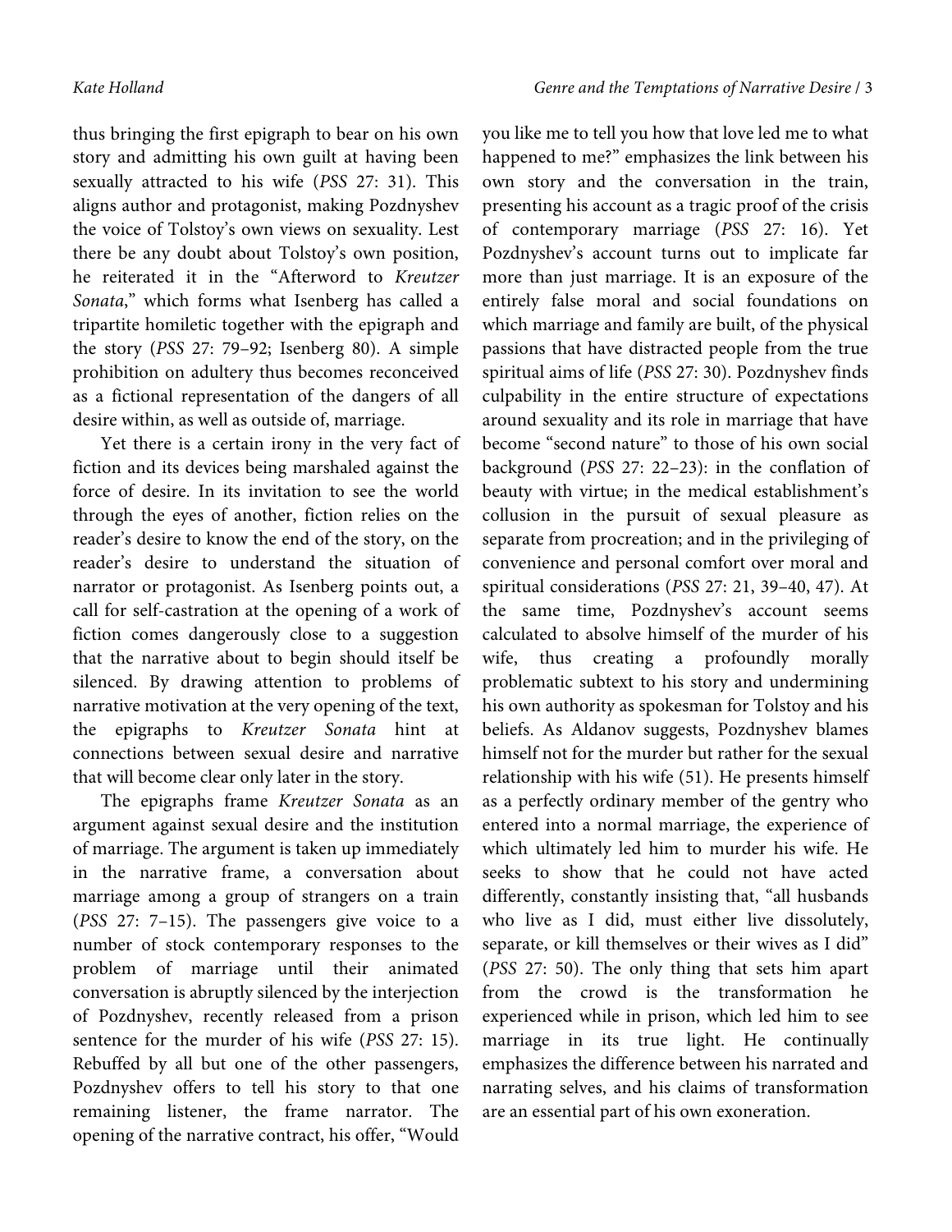thus bringing the first epigraph to bear on his own story and admitting his own guilt at having been sexually attracted to his wife (*PSS* 27: 31). This aligns author and protagonist, making Pozdnyshev the voice of Tolstoy's own views on sexuality. Lest there be any doubt about Tolstoy's own position, he reiterated it in the "Afterword to *Kreutzer Sonata*," which forms what Isenberg has called a tripartite homiletic together with the epigraph and the story (*PSS* 27: 79–92; Isenberg 80). A simple prohibition on adultery thus becomes reconceived as a fictional representation of the dangers of all desire within, as well as outside of, marriage.

Yet there is a certain irony in the very fact of fiction and its devices being marshaled against the force of desire. In its invitation to see the world through the eyes of another, fiction relies on the reader's desire to know the end of the story, on the reader's desire to understand the situation of narrator or protagonist. As Isenberg points out, a call for self-castration at the opening of a work of fiction comes dangerously close to a suggestion that the narrative about to begin should itself be silenced. By drawing attention to problems of narrative motivation at the very opening of the text, the epigraphs to *Kreutzer Sonata* hint at connections between sexual desire and narrative that will become clear only later in the story.

The epigraphs frame *Kreutzer Sonata* as an argument against sexual desire and the institution of marriage. The argument is taken up immediately in the narrative frame, a conversation about marriage among a group of strangers on a train (*PSS* 27: 7–15). The passengers give voice to a number of stock contemporary responses to the problem of marriage until their animated conversation is abruptly silenced by the interjection of Pozdnyshev, recently released from a prison sentence for the murder of his wife (*PSS* 27: 15). Rebuffed by all but one of the other passengers, Pozdnyshev offers to tell his story to that one remaining listener, the frame narrator. The opening of the narrative contract, his offer, "Would you like me to tell you how that love led me to what happened to me?" emphasizes the link between his own story and the conversation in the train, presenting his account as a tragic proof of the crisis of contemporary marriage (*PSS* 27: 16). Yet Pozdnyshev's account turns out to implicate far more than just marriage. It is an exposure of the entirely false moral and social foundations on which marriage and family are built, of the physical passions that have distracted people from the true spiritual aims of life (*PSS* 27: 30). Pozdnyshev finds culpability in the entire structure of expectations around sexuality and its role in marriage that have become "second nature" to those of his own social background (*PSS* 27: 22–23): in the conflation of beauty with virtue; in the medical establishment's collusion in the pursuit of sexual pleasure as separate from procreation; and in the privileging of convenience and personal comfort over moral and spiritual considerations (*PSS* 27: 21, 39–40, 47). At the same time, Pozdnyshev's account seems calculated to absolve himself of the murder of his wife, thus creating a profoundly morally problematic subtext to his story and undermining his own authority as spokesman for Tolstoy and his beliefs. As Aldanov suggests, Pozdnyshev blames himself not for the murder but rather for the sexual relationship with his wife (51). He presents himself as a perfectly ordinary member of the gentry who entered into a normal marriage, the experience of which ultimately led him to murder his wife. He seeks to show that he could not have acted differently, constantly insisting that, "all husbands who live as I did, must either live dissolutely, separate, or kill themselves or their wives as I did" (*PSS* 27: 50). The only thing that sets him apart from the crowd is the transformation he experienced while in prison, which led him to see marriage in its true light. He continually emphasizes the difference between his narrated and narrating selves, and his claims of transformation are an essential part of his own exoneration.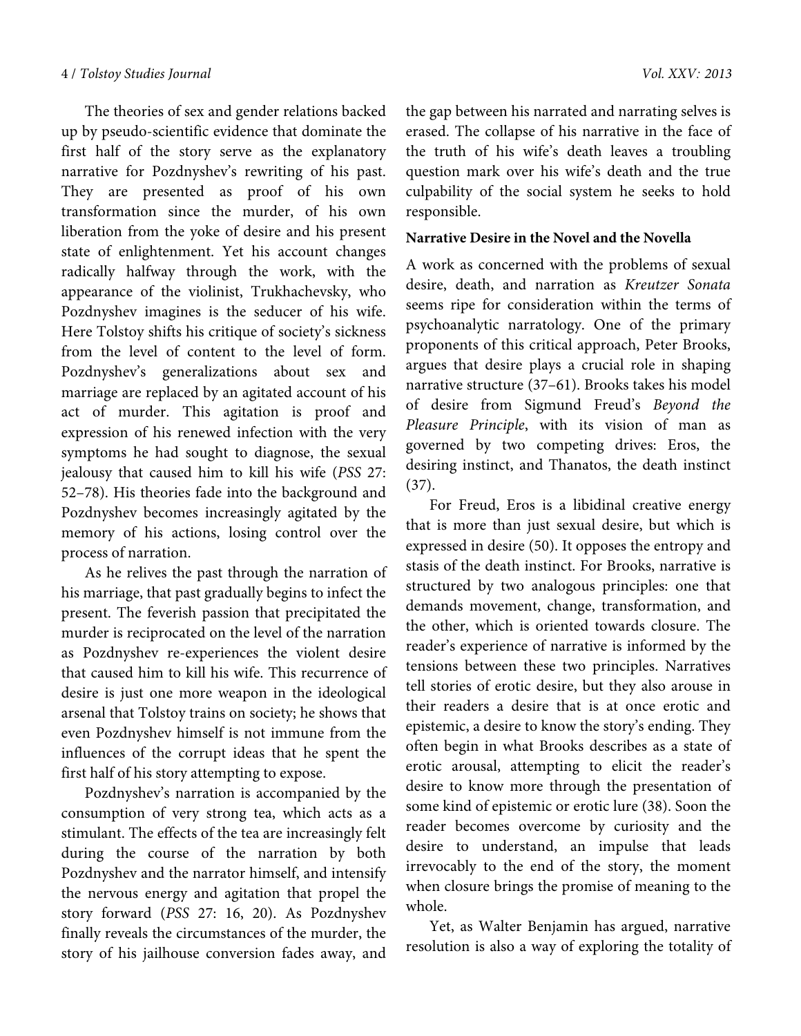The theories of sex and gender relations backed up by pseudo-scientific evidence that dominate the first half of the story serve as the explanatory narrative for Pozdnyshev's rewriting of his past. They are presented as proof of his own transformation since the murder, of his own liberation from the yoke of desire and his present state of enlightenment. Yet his account changes radically halfway through the work, with the appearance of the violinist, Trukhachevsky, who Pozdnyshev imagines is the seducer of his wife. Here Tolstoy shifts his critique of society's sickness from the level of content to the level of form. Pozdnyshev's generalizations about sex and marriage are replaced by an agitated account of his act of murder. This agitation is proof and expression of his renewed infection with the very symptoms he had sought to diagnose, the sexual jealousy that caused him to kill his wife (*PSS* 27: 52–78). His theories fade into the background and Pozdnyshev becomes increasingly agitated by the memory of his actions, losing control over the process of narration.

As he relives the past through the narration of his marriage, that past gradually begins to infect the present. The feverish passion that precipitated the murder is reciprocated on the level of the narration as Pozdnyshev re-experiences the violent desire that caused him to kill his wife. This recurrence of desire is just one more weapon in the ideological arsenal that Tolstoy trains on society; he shows that even Pozdnyshev himself is not immune from the influences of the corrupt ideas that he spent the first half of his story attempting to expose.

Pozdnyshev's narration is accompanied by the consumption of very strong tea, which acts as a stimulant. The effects of the tea are increasingly felt during the course of the narration by both Pozdnyshev and the narrator himself, and intensify the nervous energy and agitation that propel the story forward (*PSS* 27: 16, 20). As Pozdnyshev finally reveals the circumstances of the murder, the story of his jailhouse conversion fades away, and the gap between his narrated and narrating selves is erased. The collapse of his narrative in the face of the truth of his wife's death leaves a troubling question mark over his wife's death and the true culpability of the social system he seeks to hold responsible.

**Narrative Desire in the Novel and the Novella**

A work as concerned with the problems of sexual desire, death, and narration as *Kreutzer Sonata* seems ripe for consideration within the terms of psychoanalytic narratology. One of the primary proponents of this critical approach, Peter Brooks, argues that desire plays a crucial role in shaping narrative structure (37–61). Brooks takes his model of desire from Sigmund Freud's *Beyond the Pleasure Principle*, with its vision of man as governed by two competing drives: Eros, the desiring instinct, and Thanatos, the death instinct (37).

For Freud, Eros is a libidinal creative energy that is more than just sexual desire, but which is expressed in desire (50). It opposes the entropy and stasis of the death instinct. For Brooks, narrative is structured by two analogous principles: one that demands movement, change, transformation, and the other, which is oriented towards closure. The reader's experience of narrative is informed by the tensions between these two principles. Narratives tell stories of erotic desire, but they also arouse in their readers a desire that is at once erotic and epistemic, a desire to know the story's ending. They often begin in what Brooks describes as a state of erotic arousal, attempting to elicit the reader's desire to know more through the presentation of some kind of epistemic or erotic lure (38). Soon the reader becomes overcome by curiosity and the desire to understand, an impulse that leads irrevocably to the end of the story, the moment when closure brings the promise of meaning to the whole.

Yet, as Walter Benjamin has argued, narrative resolution is also a way of exploring the totality of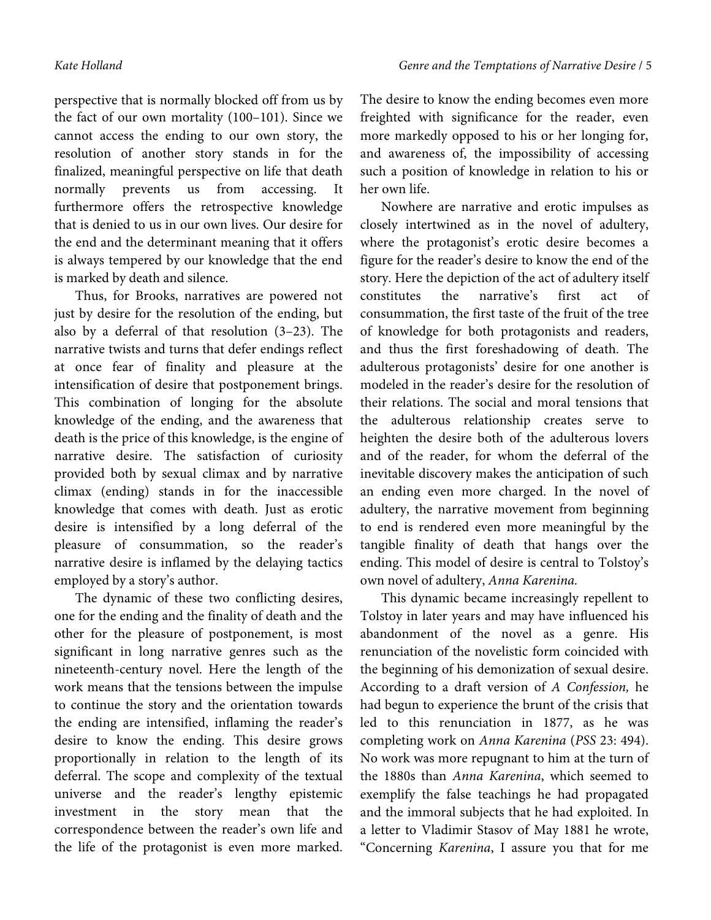perspective that is normally blocked off from us by the fact of our own mortality (100–101). Since we cannot access the ending to our own story, the resolution of another story stands in for the finalized, meaningful perspective on life that death normally prevents us from accessing. It furthermore offers the retrospective knowledge that is denied to us in our own lives. Our desire for the end and the determinant meaning that it offers is always tempered by our knowledge that the end is marked by death and silence.

Thus, for Brooks, narratives are powered not just by desire for the resolution of the ending, but also by a deferral of that resolution (3–23). The narrative twists and turns that defer endings reflect at once fear of finality and pleasure at the intensification of desire that postponement brings. This combination of longing for the absolute knowledge of the ending, and the awareness that death is the price of this knowledge, is the engine of narrative desire. The satisfaction of curiosity provided both by sexual climax and by narrative climax (ending) stands in for the inaccessible knowledge that comes with death. Just as erotic desire is intensified by a long deferral of the pleasure of consummation, so the reader's narrative desire is inflamed by the delaying tactics employed by a story's author.

The dynamic of these two conflicting desires, one for the ending and the finality of death and the other for the pleasure of postponement, is most significant in long narrative genres such as the nineteenth-century novel. Here the length of the work means that the tensions between the impulse to continue the story and the orientation towards the ending are intensified, inflaming the reader's desire to know the ending. This desire grows proportionally in relation to the length of its deferral. The scope and complexity of the textual universe and the reader's lengthy epistemic investment in the story mean that the correspondence between the reader's own life and the life of the protagonist is even more marked. The desire to know the ending becomes even more freighted with significance for the reader, even more markedly opposed to his or her longing for, and awareness of, the impossibility of accessing such a position of knowledge in relation to his or her own life.

Nowhere are narrative and erotic impulses as closely intertwined as in the novel of adultery, where the protagonist's erotic desire becomes a figure for the reader's desire to know the end of the story. Here the depiction of the act of adultery itself constitutes the narrative's first act of consummation, the first taste of the fruit of the tree of knowledge for both protagonists and readers, and thus the first foreshadowing of death. The adulterous protagonists' desire for one another is modeled in the reader's desire for the resolution of their relations. The social and moral tensions that the adulterous relationship creates serve to heighten the desire both of the adulterous lovers and of the reader, for whom the deferral of the inevitable discovery makes the anticipation of such an ending even more charged. In the novel of adultery, the narrative movement from beginning to end is rendered even more meaningful by the tangible finality of death that hangs over the ending. This model of desire is central to Tolstoy's own novel of adultery, *Anna Karenina.*

This dynamic became increasingly repellent to Tolstoy in later years and may have influenced his abandonment of the novel as a genre. His renunciation of the novelistic form coincided with the beginning of his demonization of sexual desire. According to a draft version of *A Confession,* he had begun to experience the brunt of the crisis that led to this renunciation in 1877, as he was completing work on *Anna Karenina* (*PSS* 23: 494). No work was more repugnant to him at the turn of the 1880s than *Anna Karenina*, which seemed to exemplify the false teachings he had propagated and the immoral subjects that he had exploited. In a letter to Vladimir Stasov of May 1881 he wrote, "Concerning *Karenina*, I assure you that for me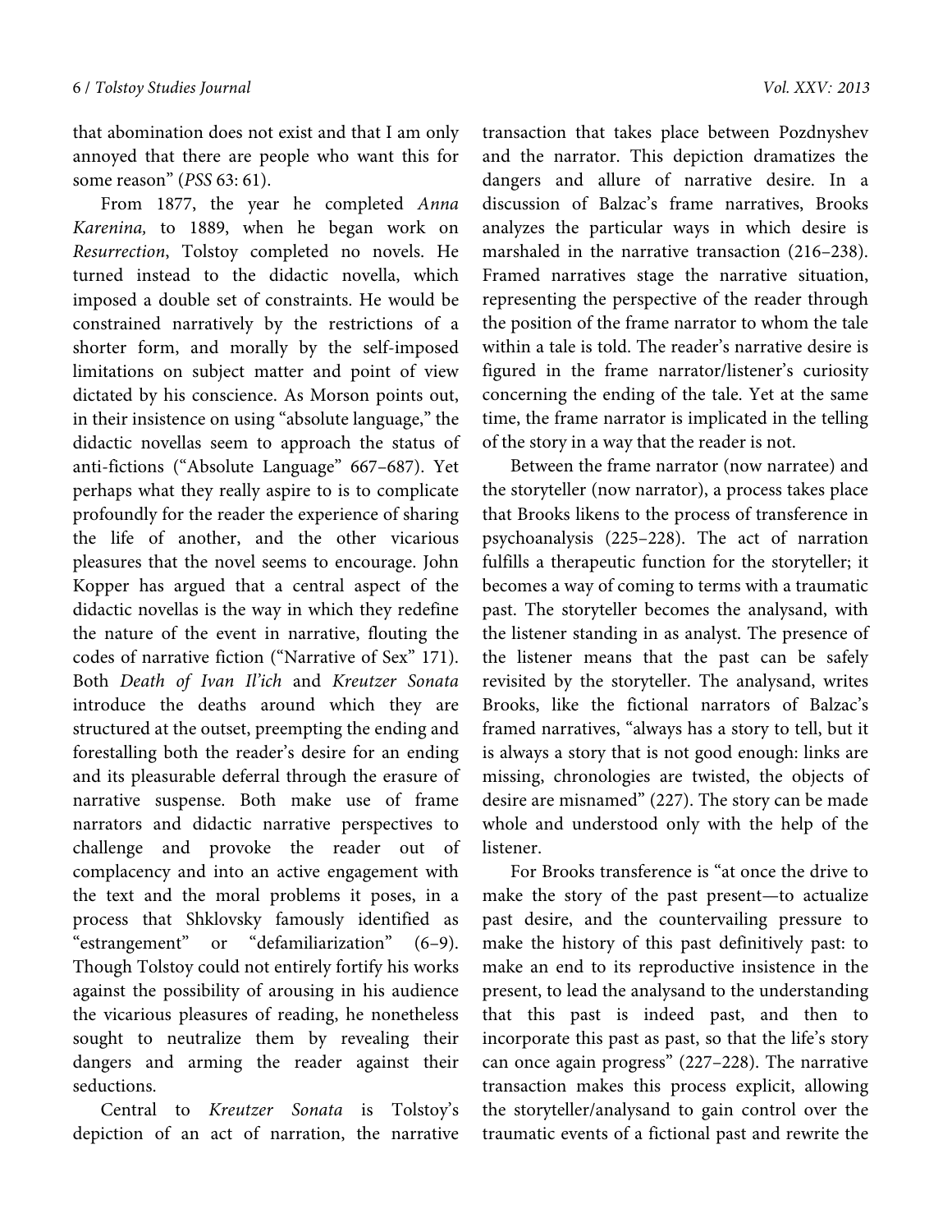that abomination does not exist and that I am only annoyed that there are people who want this for some reason" (*PSS* 63: 61).

From 1877, the year he completed *Anna Karenina,* to 1889, when he began work on *Resurrection*, Tolstoy completed no novels. He turned instead to the didactic novella, which imposed a double set of constraints. He would be constrained narratively by the restrictions of a shorter form, and morally by the self-imposed limitations on subject matter and point of view dictated by his conscience. As Morson points out, in their insistence on using "absolute language," the didactic novellas seem to approach the status of anti-fictions ("Absolute Language" 667–687). Yet perhaps what they really aspire to is to complicate profoundly for the reader the experience of sharing the life of another, and the other vicarious pleasures that the novel seems to encourage. John Kopper has argued that a central aspect of the didactic novellas is the way in which they redefine the nature of the event in narrative, flouting the codes of narrative fiction ("Narrative of Sex" 171). Both *Death of Ivan Il'ich* and *Kreutzer Sonata* introduce the deaths around which they are structured at the outset, preempting the ending and forestalling both the reader's desire for an ending and its pleasurable deferral through the erasure of narrative suspense. Both make use of frame narrators and didactic narrative perspectives to challenge and provoke the reader out of complacency and into an active engagement with the text and the moral problems it poses, in a process that Shklovsky famously identified as "estrangement" or "defamiliarization" (6–9). Though Tolstoy could not entirely fortify his works against the possibility of arousing in his audience the vicarious pleasures of reading, he nonetheless sought to neutralize them by revealing their dangers and arming the reader against their seductions.

Central to *Kreutzer Sonata* is Tolstoy's depiction of an act of narration, the narrative transaction that takes place between Pozdnyshev and the narrator. This depiction dramatizes the dangers and allure of narrative desire. In a discussion of Balzac's frame narratives, Brooks analyzes the particular ways in which desire is marshaled in the narrative transaction (216–238). Framed narratives stage the narrative situation, representing the perspective of the reader through the position of the frame narrator to whom the tale within a tale is told. The reader's narrative desire is figured in the frame narrator/listener's curiosity concerning the ending of the tale. Yet at the same time, the frame narrator is implicated in the telling of the story in a way that the reader is not.

Between the frame narrator (now narratee) and the storyteller (now narrator), a process takes place that Brooks likens to the process of transference in psychoanalysis (225–228). The act of narration fulfills a therapeutic function for the storyteller; it becomes a way of coming to terms with a traumatic past. The storyteller becomes the analysand, with the listener standing in as analyst. The presence of the listener means that the past can be safely revisited by the storyteller. The analysand, writes Brooks, like the fictional narrators of Balzac's framed narratives, "always has a story to tell, but it is always a story that is not good enough: links are missing, chronologies are twisted, the objects of desire are misnamed" (227). The story can be made whole and understood only with the help of the listener.

For Brooks transference is "at once the drive to make the story of the past present—to actualize past desire, and the countervailing pressure to make the history of this past definitively past: to make an end to its reproductive insistence in the present, to lead the analysand to the understanding that this past is indeed past, and then to incorporate this past as past, so that the life's story can once again progress" (227–228). The narrative transaction makes this process explicit, allowing the storyteller/analysand to gain control over the traumatic events of a fictional past and rewrite the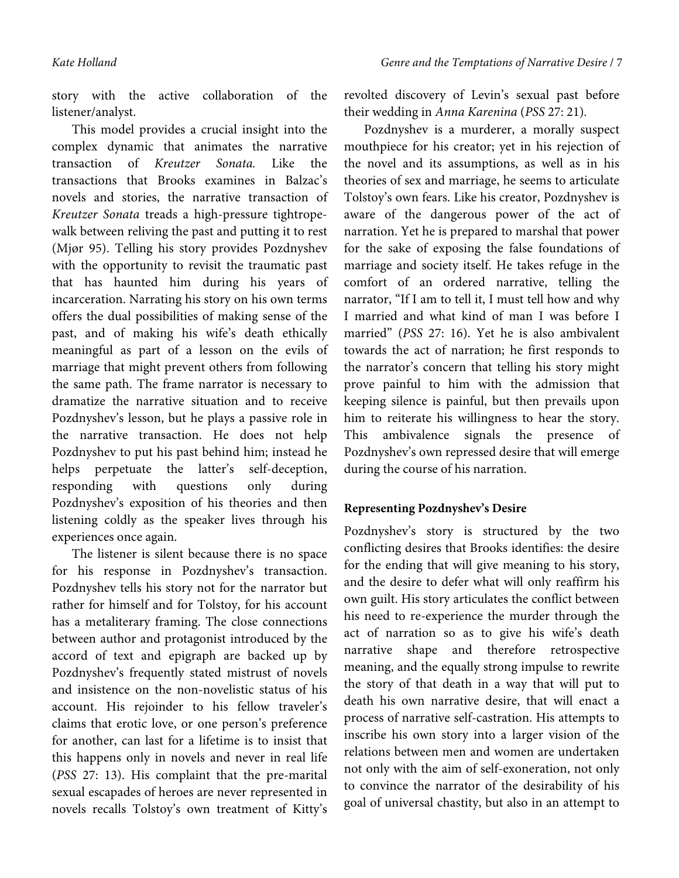story with the active collaboration of the listener/analyst.

This model provides a crucial insight into the complex dynamic that animates the narrative transaction of *Kreutzer Sonata.* Like the transactions that Brooks examines in Balzac's novels and stories, the narrative transaction of *Kreutzer Sonata* treads a high-pressure tightrope-walk between reliving the past and putting it to rest (Mjør 95). Telling his story provides Pozdnyshev with the opportunity to revisit the traumatic past that has haunted him during his years of incarceration. Narrating his story on his own terms offers the dual possibilities of making sense of the past, and of making his wife's death ethically meaningful as part of a lesson on the evils of marriage that might prevent others from following the same path. The frame narrator is necessary to dramatize the narrative situation and to receive Pozdnyshev's lesson, but he plays a passive role in the narrative transaction. He does not help Pozdnyshev to put his past behind him; instead he helps perpetuate the latter's self-deception, responding with questions only during Pozdnyshev's exposition of his theories and then listening coldly as the speaker lives through his experiences once again.

The listener is silent because there is no space for his response in Pozdnyshev's transaction. Pozdnyshev tells his story not for the narrator but rather for himself and for Tolstoy, for his account has a metaliterary framing. The close connections between author and protagonist introduced by the accord of text and epigraph are backed up by Pozdnyshev's frequently stated mistrust of novels and insistence on the non-novelistic status of his account. His rejoinder to his fellow traveler's claims that erotic love, or one person's preference for another, can last for a lifetime is to insist that this happens only in novels and never in real life (*PSS* 27: 13). His complaint that the pre-marital sexual escapades of heroes are never represented in novels recalls Tolstoy's own treatment of Kitty's revolted discovery of Levin's sexual past before their wedding in *Anna Karenina* (*PSS* 27: 21).

Pozdnyshev is a murderer, a morally suspect mouthpiece for his creator; yet in his rejection of the novel and its assumptions, as well as in his theories of sex and marriage, he seems to articulate Tolstoy's own fears. Like his creator, Pozdnyshev is aware of the dangerous power of the act of narration. Yet he is prepared to marshal that power for the sake of exposing the false foundations of marriage and society itself. He takes refuge in the comfort of an ordered narrative, telling the narrator, "If I am to tell it, I must tell how and why I married and what kind of man I was before I married" (*PSS* 27: 16). Yet he is also ambivalent towards the act of narration; he first responds to the narrator's concern that telling his story might prove painful to him with the admission that keeping silence is painful, but then prevails upon him to reiterate his willingness to hear the story. This ambivalence signals the presence of Pozdnyshev's own repressed desire that will emerge during the course of his narration.

### Representing Pozdnyshev's Desire

Pozdnyshev's story is structured by the two conflicting desires that Brooks identifies: the desire for the ending that will give meaning to his story, and the desire to defer what will only reaffirm his own guilt. His story articulates the conflict between his need to re-experience the murder through the act of narration so as to give his wife's death narrative shape and therefore retrospective meaning, and the equally strong impulse to rewrite the story of that death in a way that will put to death his own narrative desire, that will enact a process of narrative self-castration. His attempts to inscribe his own story into a larger vision of the relations between men and women are undertaken not only with the aim of self-exoneration, not only to convince the narrator of the desirability of his goal of universal chastity, but also in an attempt to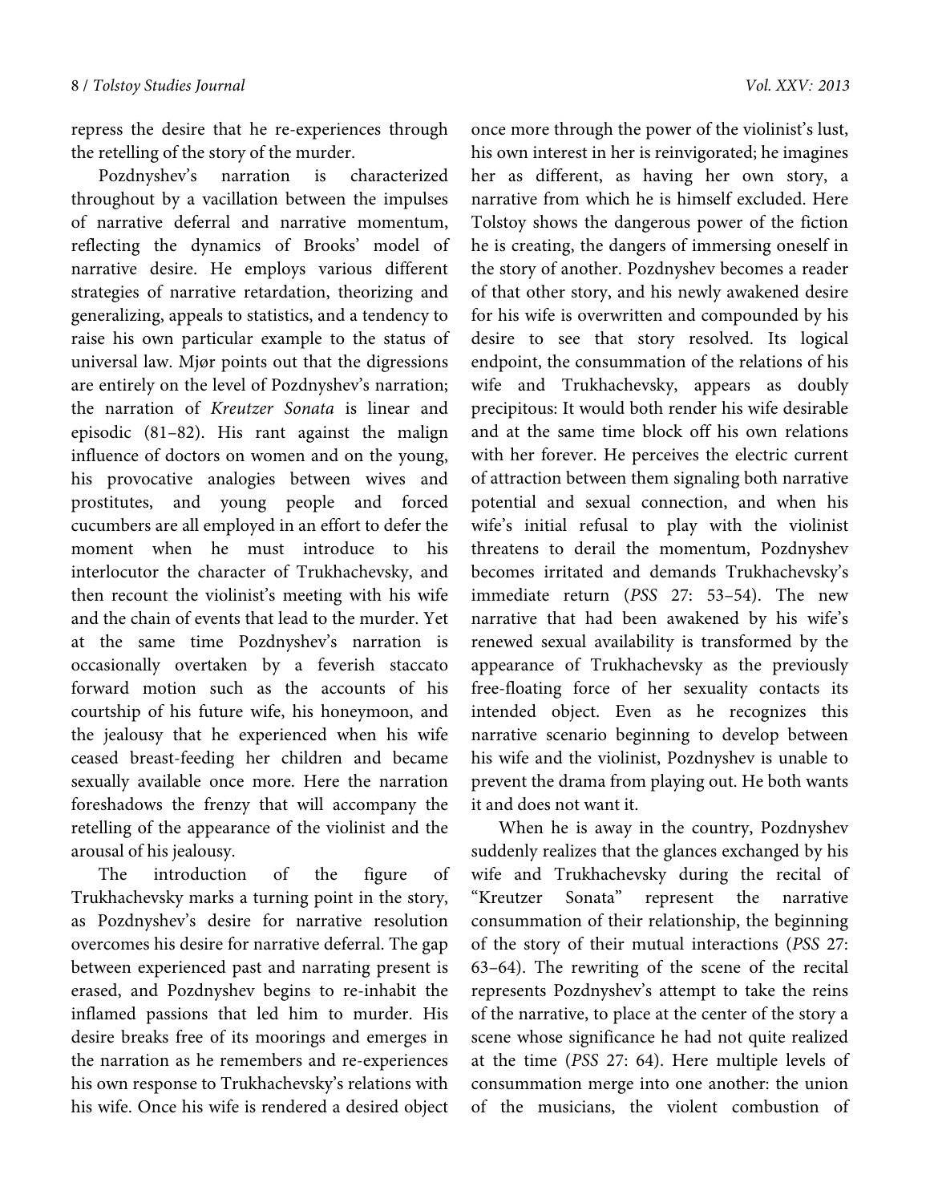repress the desire that he re-experiences through the retelling of the story of the murder.

Pozdnyshev's narration is characterized throughout by a vacillation between the impulses of narrative deferral and narrative momentum, reflecting the dynamics of Brooks' model of narrative desire. He employs various different strategies of narrative retardation, theorizing and generalizing, appeals to statistics, and a tendency to raise his own particular example to the status of universal law. Mjør points out that the digressions are entirely on the level of Pozdnyshev's narration; the narration of *Kreutzer Sonata* is linear and episodic (81–82). His rant against the malign influence of doctors on women and on the young, his provocative analogies between wives and prostitutes, and young people and forced cucumbers are all employed in an effort to defer the moment when he must introduce to his interlocutor the character of Trukhachevsky, and then recount the violinist's meeting with his wife and the chain of events that lead to the murder. Yet at the same time Pozdnyshev's narration is occasionally overtaken by a feverish staccato forward motion such as the accounts of his courtship of his future wife, his honeymoon, and the jealousy that he experienced when his wife ceased breast-feeding her children and became sexually available once more. Here the narration foreshadows the frenzy that will accompany the retelling of the appearance of the violinist and the arousal of his jealousy.

The introduction of the figure of Trukhachevsky marks a turning point in the story, as Pozdnyshev's desire for narrative resolution overcomes his desire for narrative deferral. The gap between experienced past and narrating present is erased, and Pozdnyshev begins to re-inhabit the inflamed passions that led him to murder. His desire breaks free of its moorings and emerges in the narration as he remembers and re-experiences his own response to Trukhachevsky's relations with his wife. Once his wife is rendered a desired object once more through the power of the violinist's lust, his own interest in her is reinvigorated; he imagines her as different, as having her own story, a narrative from which he is himself excluded. Here Tolstoy shows the dangerous power of the fiction he is creating, the dangers of immersing oneself in the story of another. Pozdnyshev becomes a reader of that other story, and his newly awakened desire for his wife is overwritten and compounded by his desire to see that story resolved. Its logical endpoint, the consummation of the relations of his wife and Trukhachevsky, appears as doubly precipitous: It would both render his wife desirable and at the same time block off his own relations with her forever. He perceives the electric current of attraction between them signaling both narrative potential and sexual connection, and when his wife's initial refusal to play with the violinist threatens to derail the momentum, Pozdnyshev becomes irritated and demands Trukhachevsky's immediate return (*PSS* 27: 53–54). The new narrative that had been awakened by his wife's renewed sexual availability is transformed by the appearance of Trukhachevsky as the previously free-floating force of her sexuality contacts its intended object. Even as he recognizes this narrative scenario beginning to develop between his wife and the violinist, Pozdnyshev is unable to prevent the drama from playing out. He both wants it and does not want it.

When he is away in the country, Pozdnyshev suddenly realizes that the glances exchanged by his wife and Trukhachevsky during the recital of "Kreutzer Sonata" represent the narrative consummation of their relationship, the beginning of the story of their mutual interactions (*PSS* 27: 63–64). The rewriting of the scene of the recital represents Pozdnyshev's attempt to take the reins of the narrative, to place at the center of the story a scene whose significance he had not quite realized at the time (*PSS* 27: 64). Here multiple levels of consummation merge into one another: the union of the musicians, the violent combustion of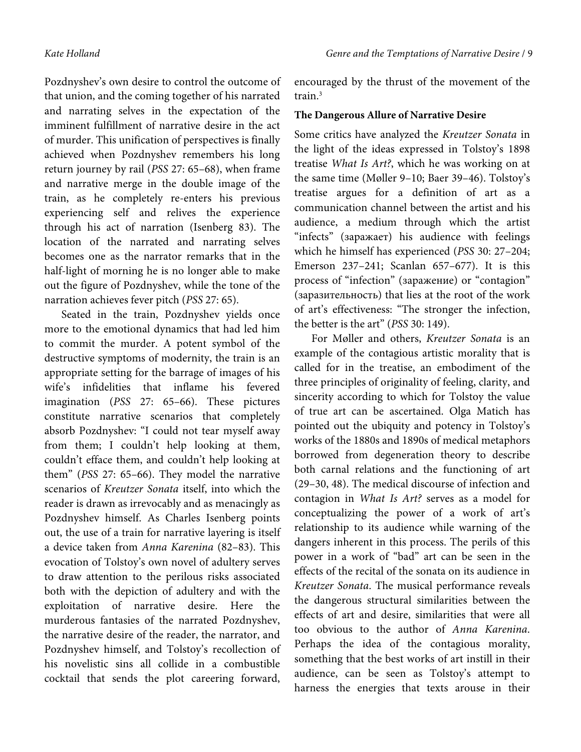Pozdnyshev's own desire to control the outcome of that union, and the coming together of his narrated and narrating selves in the expectation of the imminent fulfillment of narrative desire in the act of murder. This unification of perspectives is finally achieved when Pozdnyshev remembers his long return journey by rail (*PSS* 27: 65–68), when frame and narrative merge in the double image of the train, as he completely re-enters his previous experiencing self and relives the experience through his act of narration (Isenberg 83). The location of the narrated and narrating selves becomes one as the narrator remarks that in the half-light of morning he is no longer able to make out the figure of Pozdnyshev, while the tone of the narration achieves fever pitch (*PSS* 27: 65).

Seated in the train, Pozdnyshev yields once more to the emotional dynamics that had led him to commit the murder. A potent symbol of the destructive symptoms of modernity, the train is an appropriate setting for the barrage of images of his wife's infidelities that inflame his fevered imagination (*PSS* 27: 65–66). These pictures constitute narrative scenarios that completely absorb Pozdnyshev: "I could not tear myself away from them; I couldn't help looking at them, couldn't efface them, and couldn't help looking at them" (*PSS* 27: 65–66). They model the narrative scenarios of *Kreutzer Sonata* itself, into which the reader is drawn as irrevocably and as menacingly as Pozdnyshev himself. As Charles Isenberg points out, the use of a train for narrative layering is itself a device taken from *Anna Karenina* (82–83). This evocation of Tolstoy's own novel of adultery serves to draw attention to the perilous risks associated both with the depiction of adultery and with the exploitation of narrative desire. Here the murderous fantasies of the narrated Pozdnyshev, the narrative desire of the reader, the narrator, and Pozdnyshev himself, and Tolstoy's recollection of his novelistic sins all collide in a combustible cocktail that sends the plot careering forward, encouraged by the thrust of the movement of the train.[3]

**The Dangerous Allure of Narrative Desire**

Some critics have analyzed the *Kreutzer Sonata* in the light of the ideas expressed in Tolstoy's 1898 treatise *What Is Art?*, which he was working on at the same time (Møller 9–10; Baer 39–46). Tolstoy's treatise argues for a definition of art as a communication channel between the artist and his audience, a medium through which the artist "infects" (заражает) his audience with feelings which he himself has experienced (*PSS* 30: 27–204; Emerson 237–241; Scanlan 657–677). It is this process of "infection" (заражение) or "contagion" (заразительность) that lies at the root of the work of art's effectiveness: "The stronger the infection, the better is the art" (*PSS* 30: 149).

For Møller and others, *Kreutzer Sonata* is an example of the contagious artistic morality that is called for in the treatise, an embodiment of the three principles of originality of feeling, clarity, and sincerity according to which for Tolstoy the value of true art can be ascertained. Olga Matich has pointed out the ubiquity and potency in Tolstoy's works of the 1880s and 1890s of medical metaphors borrowed from degeneration theory to describe both carnal relations and the functioning of art (29–30, 48). The medical discourse of infection and contagion in *What Is Art?* serves as a model for conceptualizing the power of a work of art's relationship to its audience while warning of the dangers inherent in this process. The perils of this power in a work of "bad" art can be seen in the effects of the recital of the sonata on its audience in *Kreutzer Sonata*. The musical performance reveals the dangerous structural similarities between the effects of art and desire, similarities that were all too obvious to the author of *Anna Karenina*. Perhaps the idea of the contagious morality, something that the best works of art instill in their audience, can be seen as Tolstoy's attempt to harness the energies that texts arouse in their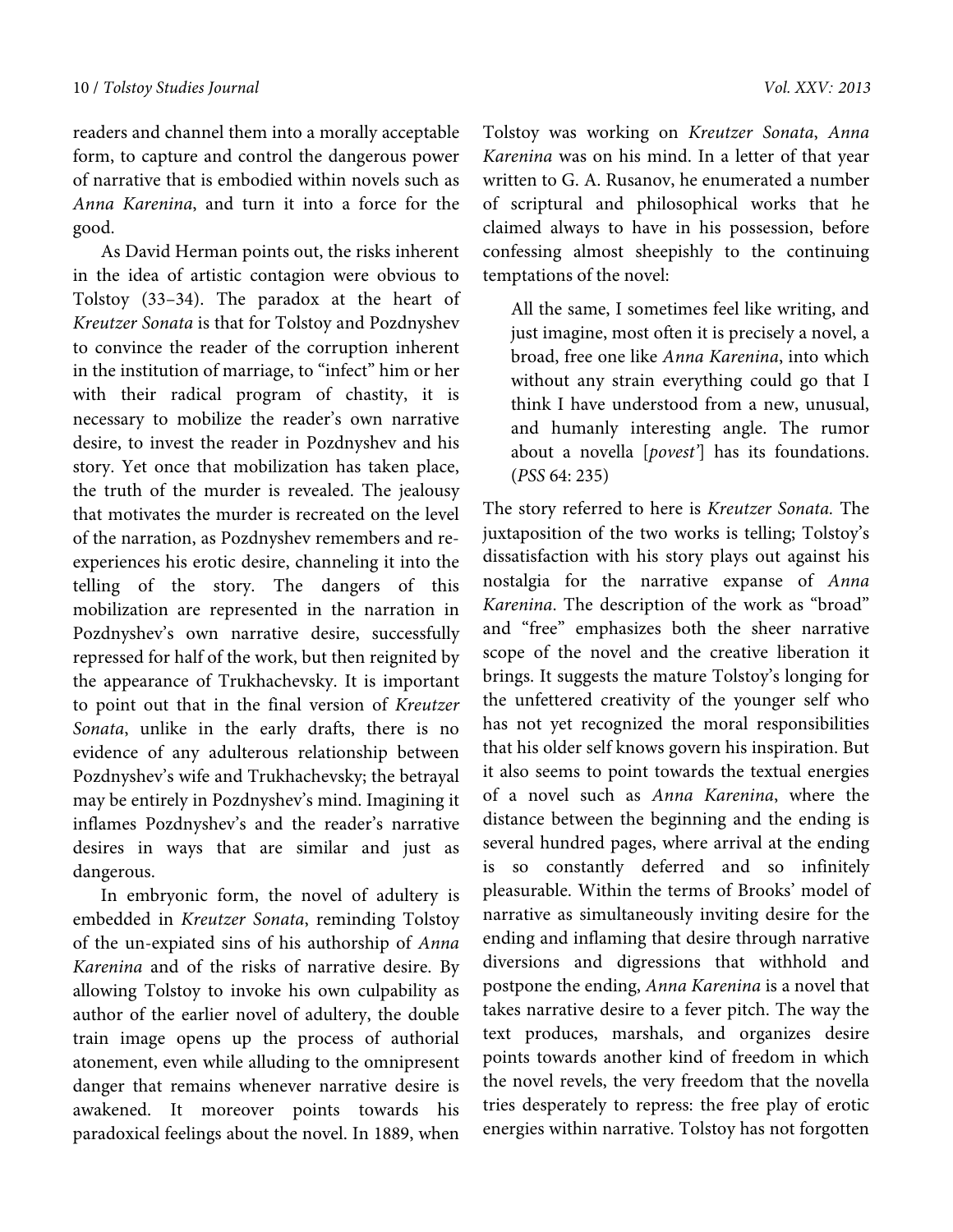readers and channel them into a morally acceptable form, to capture and control the dangerous power of narrative that is embodied within novels such as *Anna Karenina*, and turn it into a force for the good.

As David Herman points out, the risks inherent in the idea of artistic contagion were obvious to Tolstoy (33–34). The paradox at the heart of *Kreutzer Sonata* is that for Tolstoy and Pozdnyshev to convince the reader of the corruption inherent in the institution of marriage, to "infect" him or her with their radical program of chastity, it is necessary to mobilize the reader's own narrative desire, to invest the reader in Pozdnyshev and his story. Yet once that mobilization has taken place, the truth of the murder is revealed. The jealousy that motivates the murder is recreated on the level of the narration, as Pozdnyshev remembers and re-experiences his erotic desire, channeling it into the telling of the story. The dangers of this mobilization are represented in the narration in Pozdnyshev's own narrative desire, successfully repressed for half of the work, but then reignited by the appearance of Trukhachevsky. It is important to point out that in the final version of *Kreutzer Sonata*, unlike in the early drafts, there is no evidence of any adulterous relationship between Pozdnyshev's wife and Trukhachevsky; the betrayal may be entirely in Pozdnyshev's mind. Imagining it inflames Pozdnyshev's and the reader's narrative desires in ways that are similar and just as dangerous.

In embryonic form, the novel of adultery is embedded in *Kreutzer Sonata*, reminding Tolstoy of the un-expiated sins of his authorship of *Anna Karenina* and of the risks of narrative desire. By allowing Tolstoy to invoke his own culpability as author of the earlier novel of adultery, the double train image opens up the process of authorial atonement, even while alluding to the omnipresent danger that remains whenever narrative desire is awakened. It moreover points towards his paradoxical feelings about the novel. In 1889, when Tolstoy was working on *Kreutzer Sonata*, *Anna Karenina* was on his mind. In a letter of that year written to G. A. Rusanov, he enumerated a number of scriptural and philosophical works that he claimed always to have in his possession, before confessing almost sheepishly to the continuing temptations of the novel:

> All the same, I sometimes feel like writing, and just imagine, most often it is precisely a novel, a broad, free one like *Anna Karenina*, into which without any strain everything could go that I think I have understood from a new, unusual, and humanly interesting angle. The rumor about a novella [*povest'*] has its foundations. (*PSS* 64: 235)

The story referred to here is *Kreutzer Sonata*. The juxtaposition of the two works is telling; Tolstoy's dissatisfaction with his story plays out against his nostalgia for the narrative expanse of *Anna Karenina*. The description of the work as "broad" and "free" emphasizes both the sheer narrative scope of the novel and the creative liberation it brings. It suggests the mature Tolstoy's longing for the unfettered creativity of the younger self who has not yet recognized the moral responsibilities that his older self knows govern his inspiration. But it also seems to point towards the textual energies of a novel such as *Anna Karenina*, where the distance between the beginning and the ending is several hundred pages, where arrival at the ending is so constantly deferred and so infinitely pleasurable. Within the terms of Brooks' model of narrative as simultaneously inviting desire for the ending and inflaming that desire through narrative diversions and digressions that withhold and postpone the ending, *Anna Karenina* is a novel that takes narrative desire to a fever pitch. The way the text produces, marshals, and organizes desire points towards another kind of freedom in which the novel revels, the very freedom that the novella tries desperately to repress: the free play of erotic energies within narrative. Tolstoy has not forgotten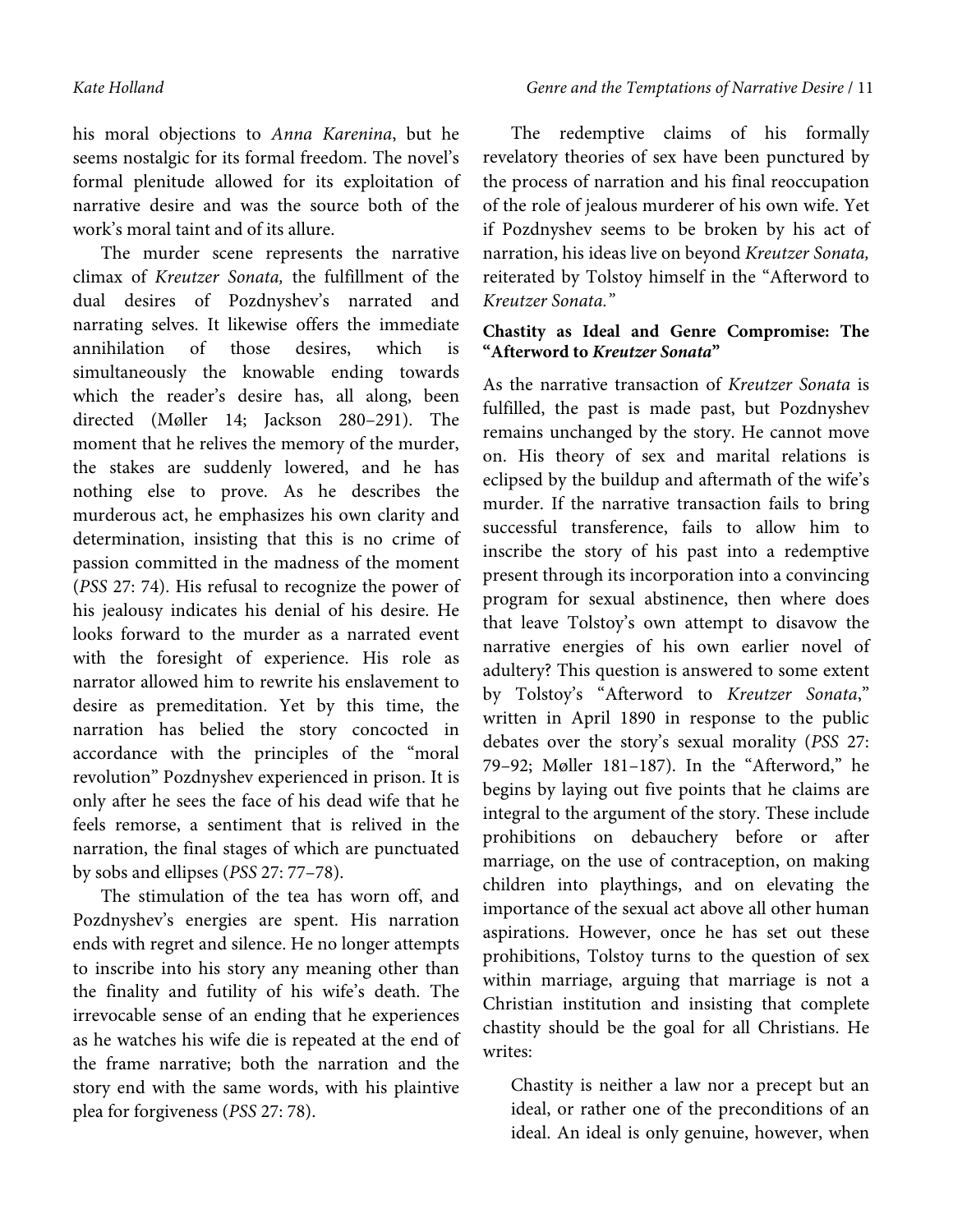his moral objections to *Anna Karenina*, but he seems nostalgic for its formal freedom. The novel's formal plenitude allowed for its exploitation of narrative desire and was the source both of the work's moral taint and of its allure.

The murder scene represents the narrative climax of *Kreutzer Sonata,* the fulfillment of the dual desires of Pozdnyshev's narrated and narrating selves. It likewise offers the immediate annihilation of those desires, which is simultaneously the knowable ending towards which the reader's desire has, all along, been directed (Møller 14; Jackson 280–291). The moment that he relives the memory of the murder, the stakes are suddenly lowered, and he has nothing else to prove. As he describes the murderous act, he emphasizes his own clarity and determination, insisting that this is no crime of passion committed in the madness of the moment (*PSS* 27: 74). His refusal to recognize the power of his jealousy indicates his denial of his desire. He looks forward to the murder as a narrated event with the foresight of experience. His role as narrator allowed him to rewrite his enslavement to desire as premeditation. Yet by this time, the narration has belied the story concocted in accordance with the principles of the "moral revolution" Pozdnyshev experienced in prison. It is only after he sees the face of his dead wife that he feels remorse, a sentiment that is relived in the narration, the final stages of which are punctuated by sobs and ellipses (*PSS* 27: 77–78).

The stimulation of the tea has worn off, and Pozdnyshev's energies are spent. His narration ends with regret and silence. He no longer attempts to inscribe into his story any meaning other than the finality and futility of his wife's death. The irrevocable sense of an ending that he experiences as he watches his wife die is repeated at the end of the frame narrative; both the narration and the story end with the same words, with his plaintive plea for forgiveness (*PSS* 27: 78).

The redemptive claims of his formally revelatory theories of sex have been punctured by the process of narration and his final reoccupation of the role of jealous murderer of his own wife. Yet if Pozdnyshev seems to be broken by his act of narration, his ideas live on beyond *Kreutzer Sonata,* reiterated by Tolstoy himself in the "Afterword to *Kreutzer Sonata."*

**Chastity as Ideal and Genre Compromise: The "Afterword to *Kreutzer Sonata*"**

As the narrative transaction of *Kreutzer Sonata* is fulfilled, the past is made past, but Pozdnyshev remains unchanged by the story. He cannot move on. His theory of sex and marital relations is eclipsed by the buildup and aftermath of the wife's murder. If the narrative transaction fails to bring successful transference, fails to allow him to inscribe the story of his past into a redemptive present through its incorporation into a convincing program for sexual abstinence, then where does that leave Tolstoy's own attempt to disavow the narrative energies of his own earlier novel of adultery? This question is answered to some extent by Tolstoy's "Afterword to *Kreutzer Sonata*," written in April 1890 in response to the public debates over the story's sexual morality (*PSS* 27: 79–92; Møller 181–187). In the "Afterword," he begins by laying out five points that he claims are integral to the argument of the story. These include prohibitions on debauchery before or after marriage, on the use of contraception, on making children into playthings, and on elevating the importance of the sexual act above all other human aspirations. However, once he has set out these prohibitions, Tolstoy turns to the question of sex within marriage, arguing that marriage is not a Christian institution and insisting that complete chastity should be the goal for all Christians. He writes:

> Chastity is neither a law nor a precept but an ideal, or rather one of the preconditions of an ideal. An ideal is only genuine, however, when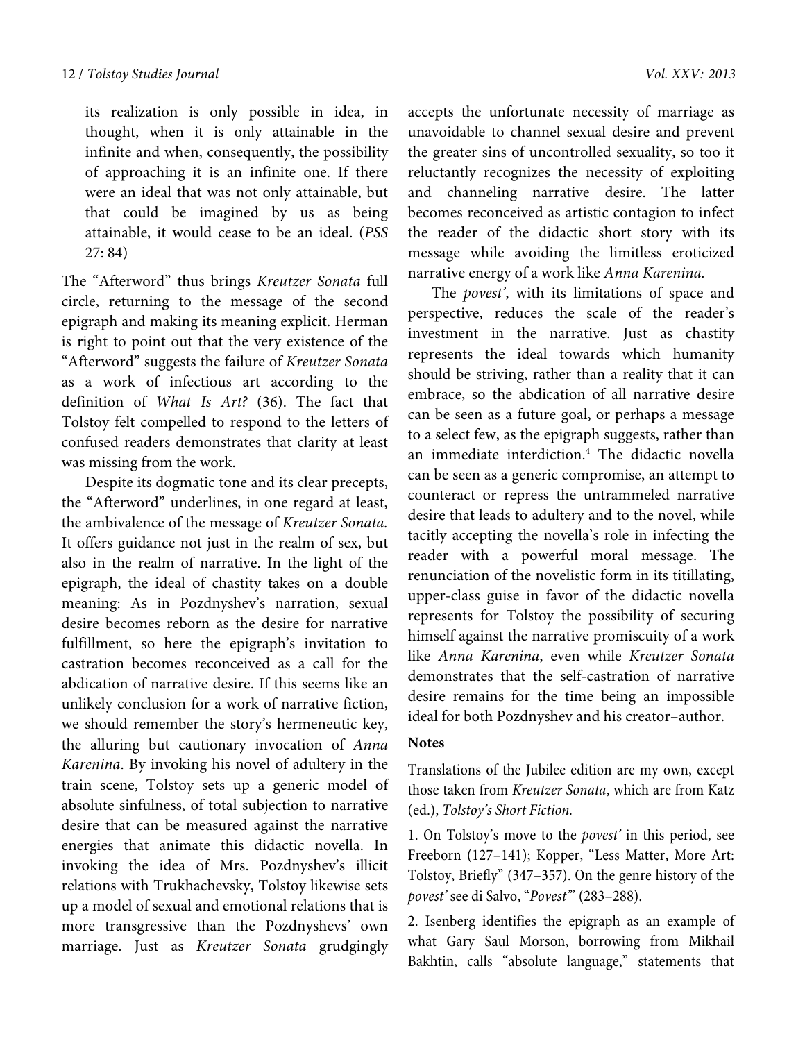its realization is only possible in idea, in thought, when it is only attainable in the infinite and when, consequently, the possibility of approaching it is an infinite one. If there were an ideal that was not only attainable, but that could be imagined by us as being attainable, it would cease to be an ideal. (*PSS* 27: 84)

The "Afterword" thus brings *Kreutzer Sonata* full circle, returning to the message of the second epigraph and making its meaning explicit. Herman is right to point out that the very existence of the "Afterword" suggests the failure of *Kreutzer Sonata* as a work of infectious art according to the definition of *What Is Art?* (36). The fact that Tolstoy felt compelled to respond to the letters of confused readers demonstrates that clarity at least was missing from the work.

Despite its dogmatic tone and its clear precepts, the "Afterword" underlines, in one regard at least, the ambivalence of the message of *Kreutzer Sonata.* It offers guidance not just in the realm of sex, but also in the realm of narrative. In the light of the epigraph, the ideal of chastity takes on a double meaning: As in Pozdnyshev's narration, sexual desire becomes reborn as the desire for narrative fulfillment, so here the epigraph's invitation to castration becomes reconceived as a call for the abdication of narrative desire. If this seems like an unlikely conclusion for a work of narrative fiction, we should remember the story's hermeneutic key, the alluring but cautionary invocation of *Anna Karenina*. By invoking his novel of adultery in the train scene, Tolstoy sets up a generic model of absolute sinfulness, of total subjection to narrative desire that can be measured against the narrative energies that animate this didactic novella. In invoking the idea of Mrs. Pozdnyshev's illicit relations with Trukhachevsky, Tolstoy likewise sets up a model of sexual and emotional relations that is more transgressive than the Pozdnyshevs' own marriage. Just as *Kreutzer Sonata* grudgingly accepts the unfortunate necessity of marriage as unavoidable to channel sexual desire and prevent the greater sins of uncontrolled sexuality, so too it reluctantly recognizes the necessity of exploiting and channeling narrative desire. The latter becomes reconceived as artistic contagion to infect the reader of the didactic short story with its message while avoiding the limitless eroticized narrative energy of a work like *Anna Karenina.*

The *povest'*, with its limitations of space and perspective, reduces the scale of the reader's investment in the narrative. Just as chastity represents the ideal towards which humanity should be striving, rather than a reality that it can embrace, so the abdication of all narrative desire can be seen as a future goal, or perhaps a message to a select few, as the epigraph suggests, rather than an immediate interdiction.[4] The didactic novella can be seen as a generic compromise, an attempt to counteract or repress the untrammeled narrative desire that leads to adultery and to the novel, while tacitly accepting the novella's role in infecting the reader with a powerful moral message. The renunciation of the novelistic form in its titillating, upper-class guise in favor of the didactic novella represents for Tolstoy the possibility of securing himself against the narrative promiscuity of a work like *Anna Karenina*, even while *Kreutzer Sonata* demonstrates that the self-castration of narrative desire remains for the time being an impossible ideal for both Pozdnyshev and his creator–author.

**Notes**

Translations of the Jubilee edition are my own, except those taken from *Kreutzer Sonata*, which are from Katz (ed.), *Tolstoy's Short Fiction.*

1. On Tolstoy's move to the *povest'* in this period, see Freeborn (127–141); Kopper, "Less Matter, More Art: Tolstoy, Briefly" (347–357). On the genre history of the *povest'* see di Salvo, "*Povest'*" (283–288).

2. Isenberg identifies the epigraph as an example of what Gary Saul Morson, borrowing from Mikhail Bakhtin, calls "absolute language," statements that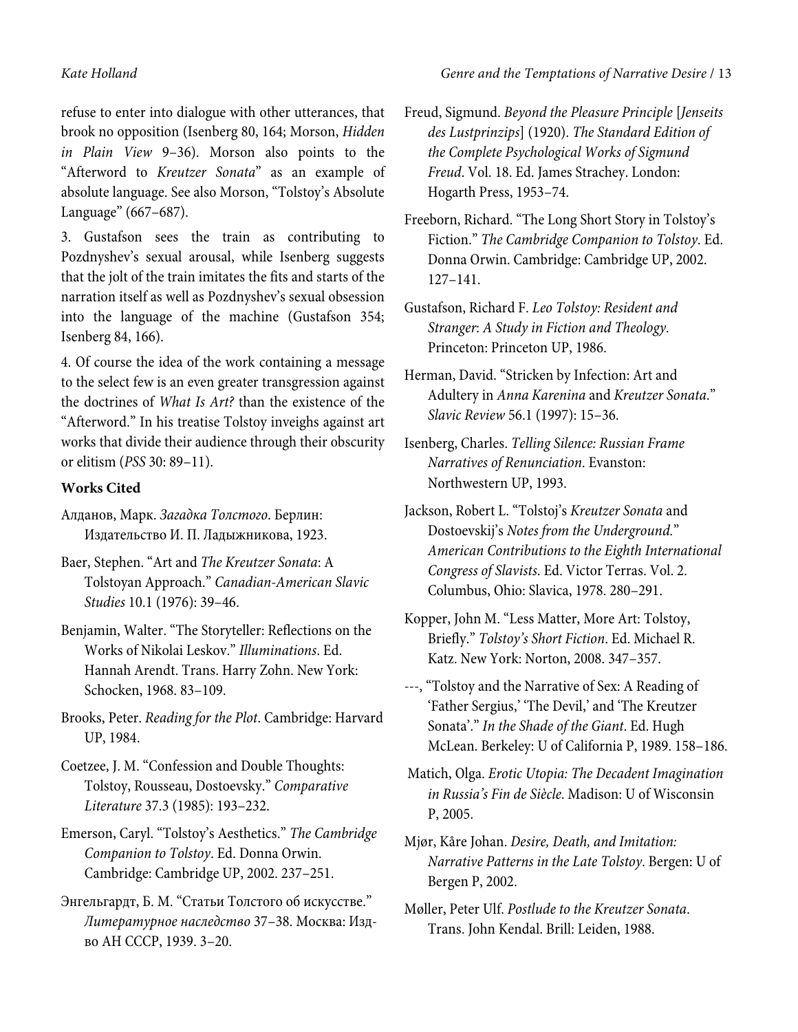refuse to enter into dialogue with other utterances, that brook no opposition (Isenberg 80, 164; Morson, *Hidden in Plain View* 9–36). Morson also points to the "Afterword to *Kreutzer Sonata*" as an example of absolute language. See also Morson, "Tolstoy's Absolute Language" (667–687).

3. Gustafson sees the train as contributing to Pozdnyshev's sexual arousal, while Isenberg suggests that the jolt of the train imitates the fits and starts of the narration itself as well as Pozdnyshev's sexual obsession into the language of the machine (Gustafson 354; Isenberg 84, 166).

4. Of course the idea of the work containing a message to the select few is an even greater transgression against the doctrines of *What Is Art?* than the existence of the "Afterword." In his treatise Tolstoy inveighs against art works that divide their audience through their obscurity or elitism (*PSS* 30: 89–11).

**Works Cited**

Алданов, Марк. *Загадка Толстого*. Берлин: Издательство И. П. Ладыжникова, 1923.

Baer, Stephen. "Art and *The Kreutzer Sonata*: A Tolstoyan Approach." *Canadian-American Slavic Studies* 10.1 (1976): 39–46.

Benjamin, Walter. "The Storyteller: Reflections on the Works of Nikolai Leskov." *Illuminations*. Ed. Hannah Arendt. Trans. Harry Zohn. New York: Schocken, 1968. 83–109.

Brooks, Peter. *Reading for the Plot*. Cambridge: Harvard UP, 1984.

Coetzee, J. M. "Confession and Double Thoughts: Tolstoy, Rousseau, Dostoevsky." *Comparative Literature* 37.3 (1985): 193–232.

Emerson, Caryl. "Tolstoy's Aesthetics." *The Cambridge Companion to Tolstoy*. Ed. Donna Orwin. Cambridge: Cambridge UP, 2002. 237–251.

Энгельгардт, Б. М. "Статьи Толстого об искусстве." *Литературное наследство* 37–38. Москва: Изд-во АН СССР, 1939. 3–20.

Freud, Sigmund. *Beyond the Pleasure Principle* [*Jenseits des Lustprinzips*] (1920). *The Standard Edition of the Complete Psychological Works of Sigmund Freud*. Vol. 18. Ed. James Strachey. London: Hogarth Press, 1953–74.

Freeborn, Richard. "The Long Short Story in Tolstoy's Fiction." *The Cambridge Companion to Tolstoy*. Ed. Donna Orwin. Cambridge: Cambridge UP, 2002. 127–141.

Gustafson, Richard F. *Leo Tolstoy: Resident and Stranger*: *A Study in Fiction and Theology*. Princeton: Princeton UP, 1986.

Herman, David. "Stricken by Infection: Art and Adultery in *Anna Karenina* and *Kreutzer Sonata*." *Slavic Review* 56.1 (1997): 15–36.

Isenberg, Charles. *Telling Silence: Russian Frame Narratives of Renunciation*. Evanston: Northwestern UP, 1993.

Jackson, Robert L. "Tolstoj's *Kreutzer Sonata* and Dostoevskij's *Notes from the Underground.*" *American Contributions to the Eighth International Congress of Slavists*. Ed. Victor Terras. Vol. 2. Columbus, Ohio: Slavica, 1978. 280–291.

Kopper, John M. "Less Matter, More Art: Tolstoy, Briefly." *Tolstoy's Short Fiction*. Ed. Michael R. Katz. New York: Norton, 2008. 347–357.

---, "Tolstoy and the Narrative of Sex: A Reading of 'Father Sergius,' 'The Devil,' and 'The Kreutzer Sonata'." *In the Shade of the Giant*. Ed. Hugh McLean. Berkeley: U of California P, 1989. 158–186.

Matich, Olga. *Erotic Utopia: The Decadent Imagination in Russia's Fin de Siècle*. Madison: U of Wisconsin P, 2005.

Mjør, Kåre Johan. *Desire, Death, and Imitation: Narrative Patterns in the Late Tolstoy*. Bergen: U of Bergen P, 2002.

Møller, Peter Ulf. *Postlude to the Kreutzer Sonata*. Trans. John Kendal. Brill: Leiden, 1988.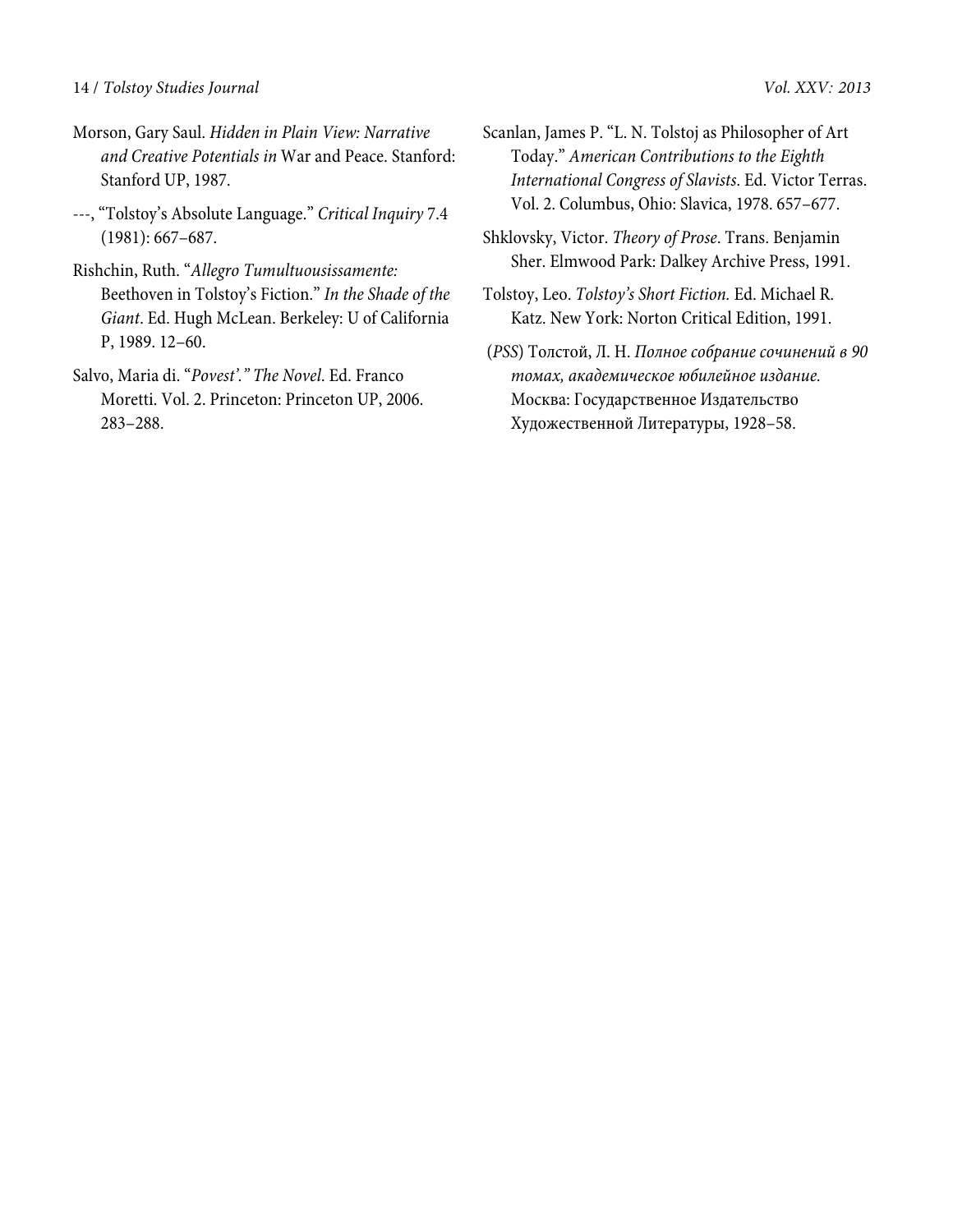Morson, Gary Saul. *Hidden in Plain View: Narrative and Creative Potentials in* War and Peace. Stanford: Stanford UP, 1987.

---, "Tolstoy's Absolute Language." *Critical Inquiry* 7.4 (1981): 667–687.

Rishchin, Ruth. "*Allegro Tumultuousissamente:* Beethoven in Tolstoy's Fiction." *In the Shade of the Giant*. Ed. Hugh McLean. Berkeley: U of California P, 1989. 12–60.

Salvo, Maria di. "*Povest'.*" *The Novel*. Ed. Franco Moretti. Vol. 2. Princeton: Princeton UP, 2006. 283–288.

Scanlan, James P. "L. N. Tolstoj as Philosopher of Art Today." *American Contributions to the Eighth International Congress of Slavists*. Ed. Victor Terras. Vol. 2. Columbus, Ohio: Slavica, 1978. 657–677.

Shklovsky, Victor. *Theory of Prose*. Trans. Benjamin Sher. Elmwood Park: Dalkey Archive Press, 1991.

Tolstoy, Leo. *Tolstoy's Short Fiction.* Ed. Michael R. Katz. New York: Norton Critical Edition, 1991.

(*PSS*) Толстой, Л. Н. *Полное собрание сочинений в 90 томах, академическое юбилейное издание.* Москва: Государственное Издательство Художественной Литературы, 1928–58.